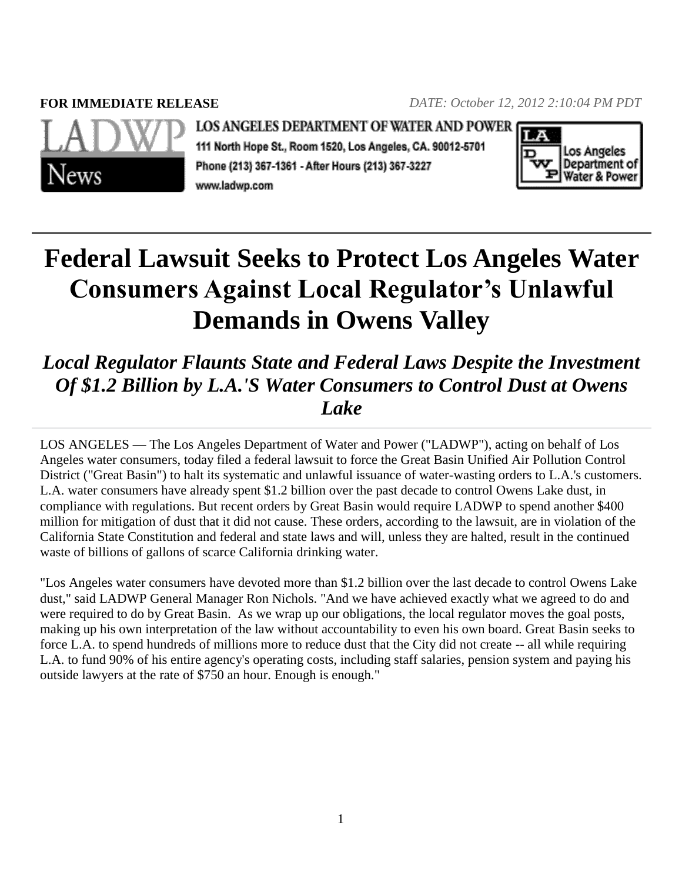**FOR IMMEDIATE RELEASE** *DATE: October 12, 2012 2:10:04 PM PDT*

LADWP News

LOS ANGELES DEPARTMENT OF WATER AND POWER
111 North Hope St., Room 1520, Los Angeles, CA. 90012-5701
Phone (213) 367-1361 - After Hours (213) 367-3227
www.ladwp.com

Los Angeles Department of Water & Power

# Federal Lawsuit Seeks to Protect Los Angeles Water Consumers Against Local Regulator's Unlawful Demands in Owens Valley

## *Local Regulator Flaunts State and Federal Laws Despite the Investment Of $1.2 Billion by L.A.'S Water Consumers to Control Dust at Owens Lake*

LOS ANGELES — The Los Angeles Department of Water and Power ("LADWP"), acting on behalf of Los Angeles water consumers, today filed a federal lawsuit to force the Great Basin Unified Air Pollution Control District ("Great Basin") to halt its systematic and unlawful issuance of water-wasting orders to L.A.'s customers. L.A. water consumers have already spent $1.2 billion over the past decade to control Owens Lake dust, in compliance with regulations. But recent orders by Great Basin would require LADWP to spend another $400 million for mitigation of dust that it did not cause. These orders, according to the lawsuit, are in violation of the California State Constitution and federal and state laws and will, unless they are halted, result in the continued waste of billions of gallons of scarce California drinking water.

"Los Angeles water consumers have devoted more than $1.2 billion over the last decade to control Owens Lake dust," said LADWP General Manager Ron Nichols. "And we have achieved exactly what we agreed to do and were required to do by Great Basin. As we wrap up our obligations, the local regulator moves the goal posts, making up his own interpretation of the law without accountability to even his own board. Great Basin seeks to force L.A. to spend hundreds of millions more to reduce dust that the City did not create -- all while requiring L.A. to fund 90% of his entire agency's operating costs, including staff salaries, pension system and paying his outside lawyers at the rate of $750 an hour. Enough is enough."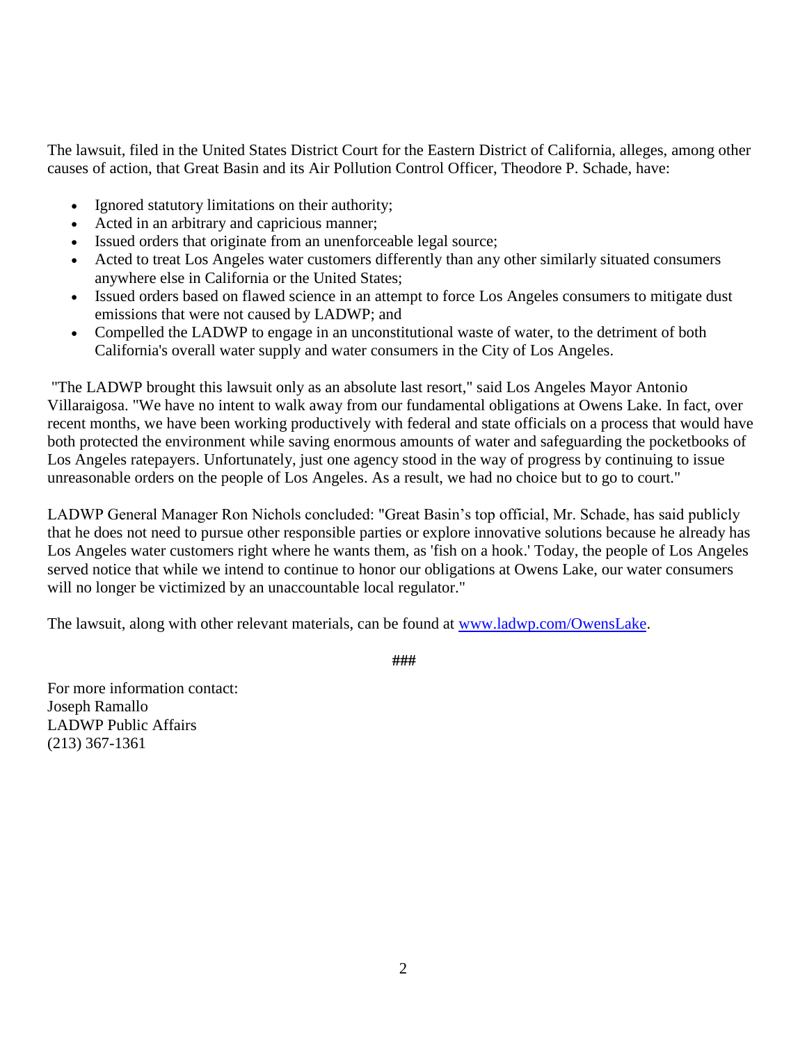The lawsuit, filed in the United States District Court for the Eastern District of California, alleges, among other causes of action, that Great Basin and its Air Pollution Control Officer, Theodore P. Schade, have:

- Ignored statutory limitations on their authority;
- Acted in an arbitrary and capricious manner;
- Issued orders that originate from an unenforceable legal source;
- Acted to treat Los Angeles water customers differently than any other similarly situated consumers anywhere else in California or the United States;
- Issued orders based on flawed science in an attempt to force Los Angeles consumers to mitigate dust emissions that were not caused by LADWP; and
- Compelled the LADWP to engage in an unconstitutional waste of water, to the detriment of both California's overall water supply and water consumers in the City of Los Angeles.

"The LADWP brought this lawsuit only as an absolute last resort," said Los Angeles Mayor Antonio Villaraigosa. "We have no intent to walk away from our fundamental obligations at Owens Lake. In fact, over recent months, we have been working productively with federal and state officials on a process that would have both protected the environment while saving enormous amounts of water and safeguarding the pocketbooks of Los Angeles ratepayers. Unfortunately, just one agency stood in the way of progress by continuing to issue unreasonable orders on the people of Los Angeles. As a result, we had no choice but to go to court."

LADWP General Manager Ron Nichols concluded: "Great Basin's top official, Mr. Schade, has said publicly that he does not need to pursue other responsible parties or explore innovative solutions because he already has Los Angeles water customers right where he wants them, as 'fish on a hook.' Today, the people of Los Angeles served notice that while we intend to continue to honor our obligations at Owens Lake, our water consumers will no longer be victimized by an unaccountable local regulator."

The lawsuit, along with other relevant materials, can be found at [www.ladwp.com/OwensLake](http://www.ladwp.com/OwensLake).

###

For more information contact:
Joseph Ramallo
LADWP Public Affairs
(213) 367-1361